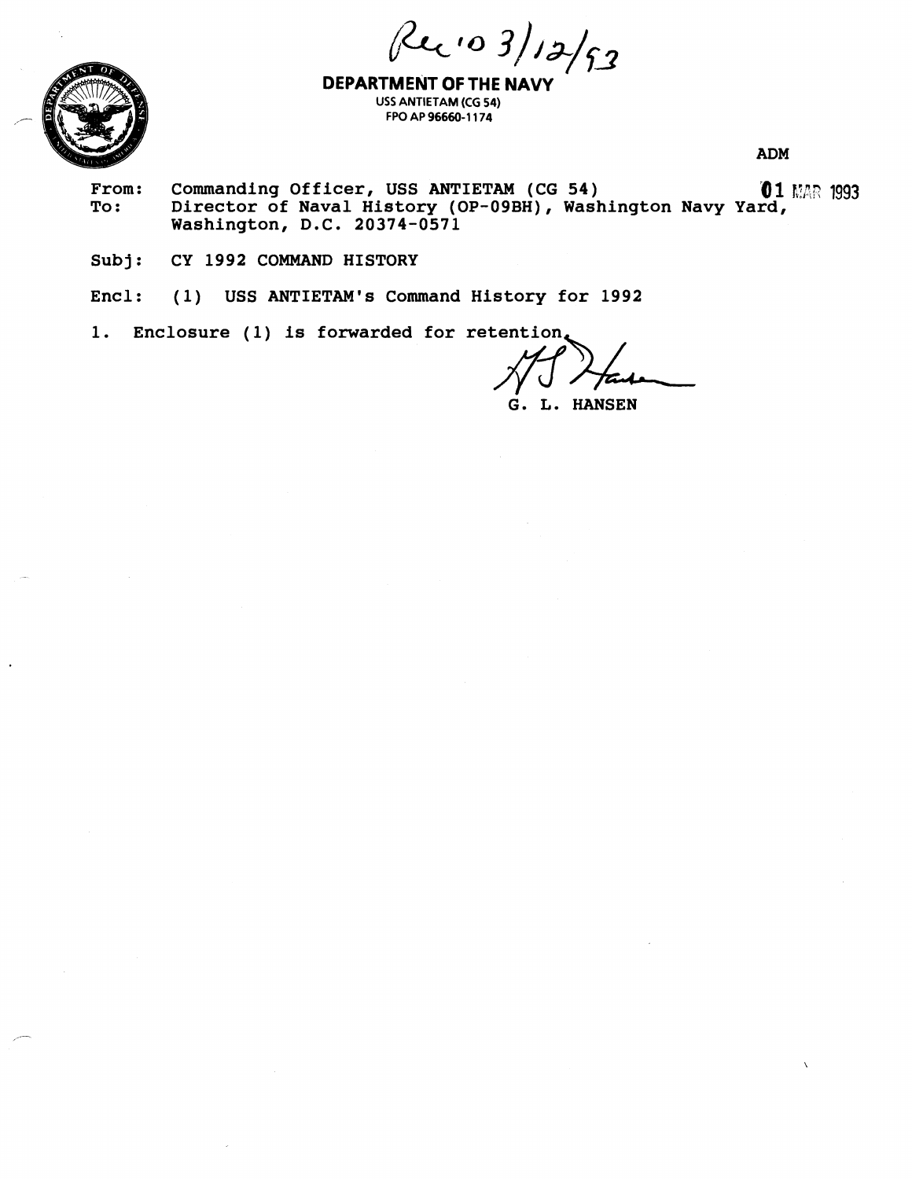Rec'd 3/12/93

**DEPARTMENT OF THE NAVY**
USS ANTIETAM (CG 54)
FPO AP 96660-1174

ADM

01 MAR 1993

From: Commanding Officer, USS ANTIETAM (CG 54)
To: Director of Naval History (OP-09BH), Washington Navy Yard, Washington, D.C. 20374-0571

Subj: CY 1992 COMMAND HISTORY

Encl: (1) USS ANTIETAM's Command History for 1992

1. Enclosure (1) is forwarded for retention.

G. L. HANSEN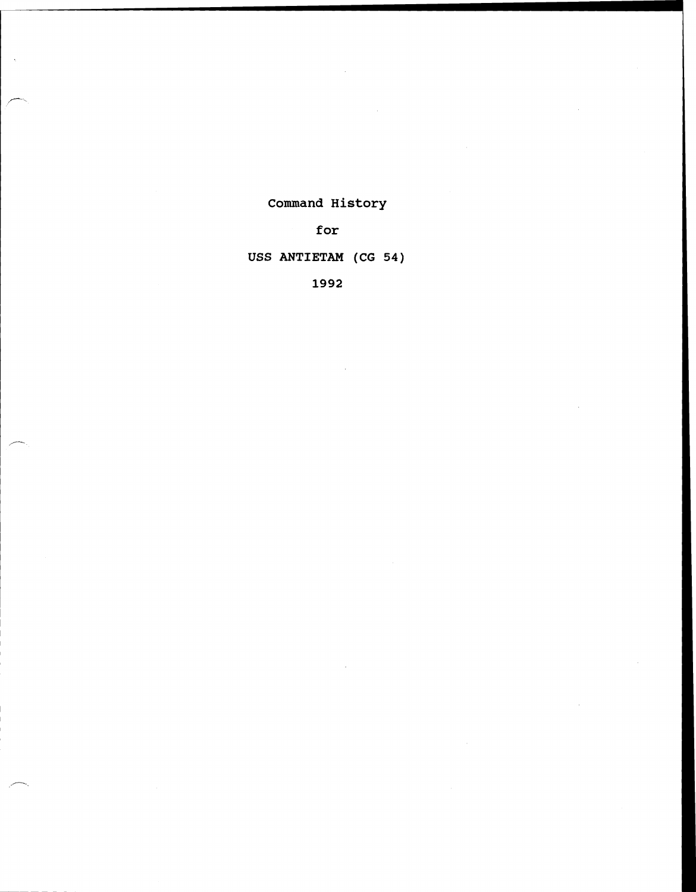# Command History

# for

# USS ANTIETAM (CG 54)

# 1992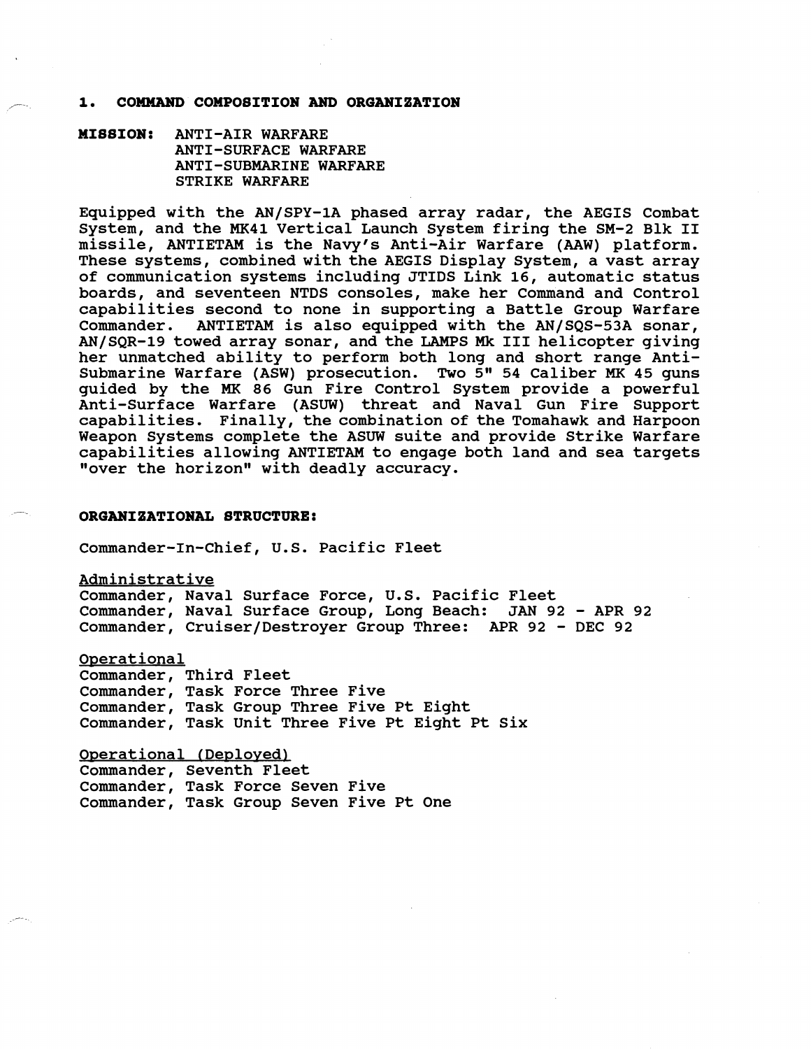## 1. COMMAND COMPOSITION AND ORGANIZATION

**MISSION:** ANTI-AIR WARFARE
ANTI-SURFACE WARFARE
ANTI-SUBMARINE WARFARE
STRIKE WARFARE

Equipped with the AN/SPY-1A phased array radar, the AEGIS Combat System, and the MK41 Vertical Launch System firing the SM-2 Blk II missile, ANTIETAM is the Navy's Anti-Air Warfare (AAW) platform. These systems, combined with the AEGIS Display System, a vast array of communication systems including JTIDS Link 16, automatic status boards, and seventeen NTDS consoles, make her Command and Control capabilities second to none in supporting a Battle Group Warfare Commander. ANTIETAM is also equipped with the AN/SQS-53A sonar, AN/SQR-19 towed array sonar, and the LAMPS Mk III helicopter giving her unmatched ability to perform both long and short range Anti-Submarine Warfare (ASW) prosecution. Two 5" 54 Caliber MK 45 guns guided by the MK 86 Gun Fire Control System provide a powerful Anti-Surface Warfare (ASUW) threat and Naval Gun Fire Support capabilities. Finally, the combination of the Tomahawk and Harpoon Weapon Systems complete the ASUW suite and provide Strike Warfare capabilities allowing ANTIETAM to engage both land and sea targets "over the horizon" with deadly accuracy.

**ORGANIZATIONAL STRUCTURE:**

Commander-In-Chief, U.S. Pacific Fleet

Administrative

Commander, Naval Surface Force, U.S. Pacific Fleet
Commander, Naval Surface Group, Long Beach: JAN 92 - APR 92
Commander, Cruiser/Destroyer Group Three: APR 92 - DEC 92

Operational

Commander, Third Fleet
Commander, Task Force Three Five
Commander, Task Group Three Five Pt Eight
Commander, Task Unit Three Five Pt Eight Pt Six

Operational (Deployed)

Commander, Seventh Fleet
Commander, Task Force Seven Five
Commander, Task Group Seven Five Pt One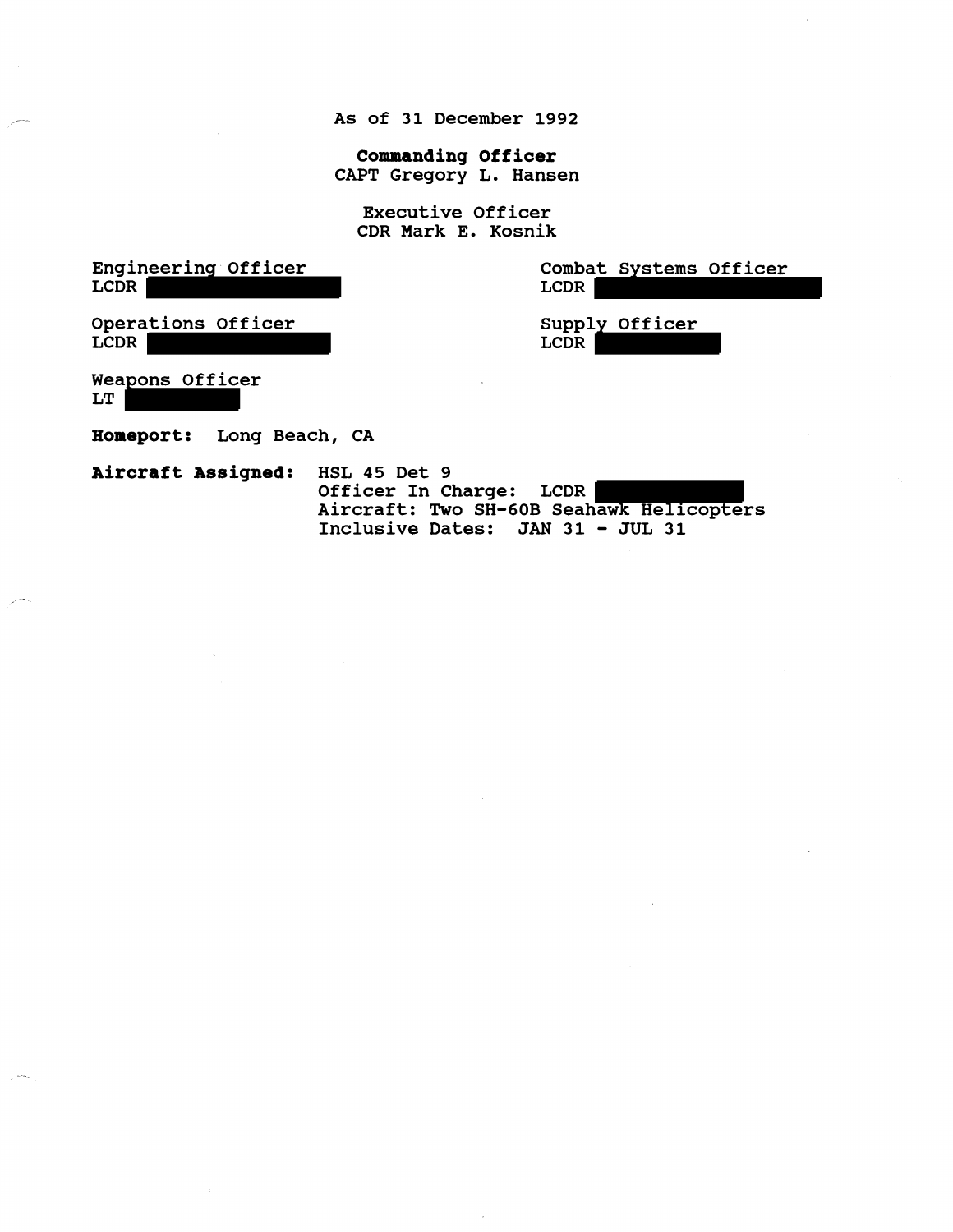As of 31 December 1992

**Commanding Officer**
CAPT Gregory L. Hansen

Executive Officer
CDR Mark E. Kosnik

Engineering Officer
LCDR ██████████

Combat Systems Officer
LCDR ██████████

Operations Officer
LCDR ██████████

Supply Officer
LCDR ██████████

Weapons Officer
LT ██████████

**Homeport:** Long Beach, CA

**Aircraft Assigned:** HSL 45 Det 9
Officer In Charge: LCDR ██████████
Aircraft: Two SH-60B Seahawk Helicopters
Inclusive Dates: JAN 31 - JUL 31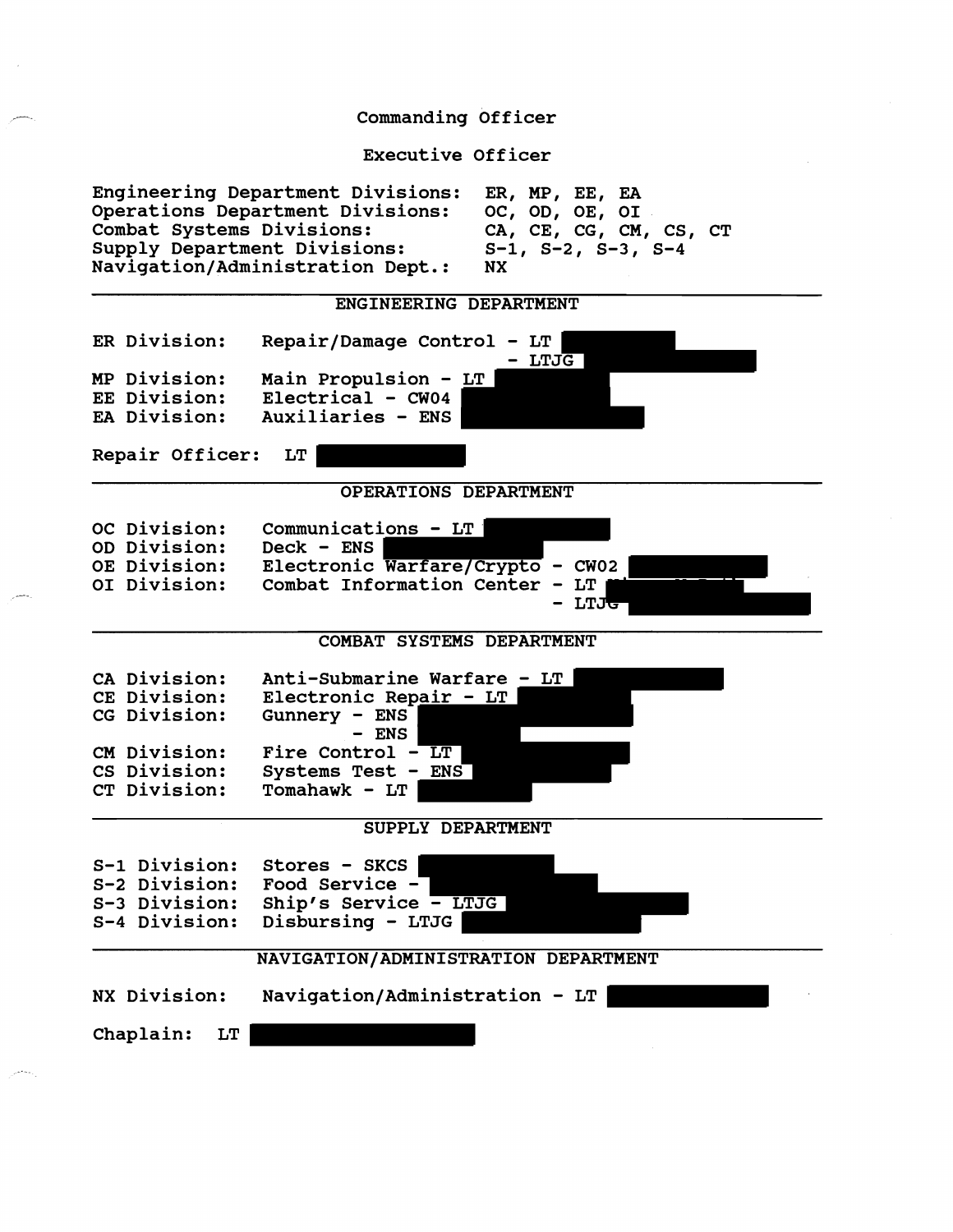Commanding Officer

Executive Officer

| | |
|---|---|
| Engineering Department Divisions: | ER, MP, EE, EA |
| Operations Department Divisions: | OC, OD, OE, OI |
| Combat Systems Divisions: | CA, CE, CG, CM, CS, CT |
| Supply Department Divisions: | S-1, S-2, S-3, S-4 |
| Navigation/Administration Dept.: | NX |

---

## ENGINEERING DEPARTMENT

| | |
|---|---|
| ER Division: | Repair/Damage Control - LT |
| | - LTJG |
| MP Division: | Main Propulsion - LT |
| EE Division: | Electrical - CWO4 |
| EA Division: | Auxiliaries - ENS |

Repair Officer: LT

---

## OPERATIONS DEPARTMENT

| | |
|---|---|
| OC Division: | Communications - LT |
| OD Division: | Deck - ENS |
| OE Division: | Electronic Warfare/Crypto - CWO2 |
| OI Division: | Combat Information Center - LT |
| | - LTJG |

---

## COMBAT SYSTEMS DEPARTMENT

| | |
|---|---|
| CA Division: | Anti-Submarine Warfare - LT |
| CE Division: | Electronic Repair - LT |
| CG Division: | Gunnery - ENS |
| | - ENS |
| CM Division: | Fire Control - LT |
| CS Division: | Systems Test - ENS |
| CT Division: | Tomahawk - LT |

---

## SUPPLY DEPARTMENT

| | |
|---|---|
| S-1 Division: | Stores - SKCS |
| S-2 Division: | Food Service - |
| S-3 Division: | Ship's Service - LTJG |
| S-4 Division: | Disbursing - LTJG |

---

## NAVIGATION/ADMINISTRATION DEPARTMENT

NX Division: Navigation/Administration - LT

Chaplain: LT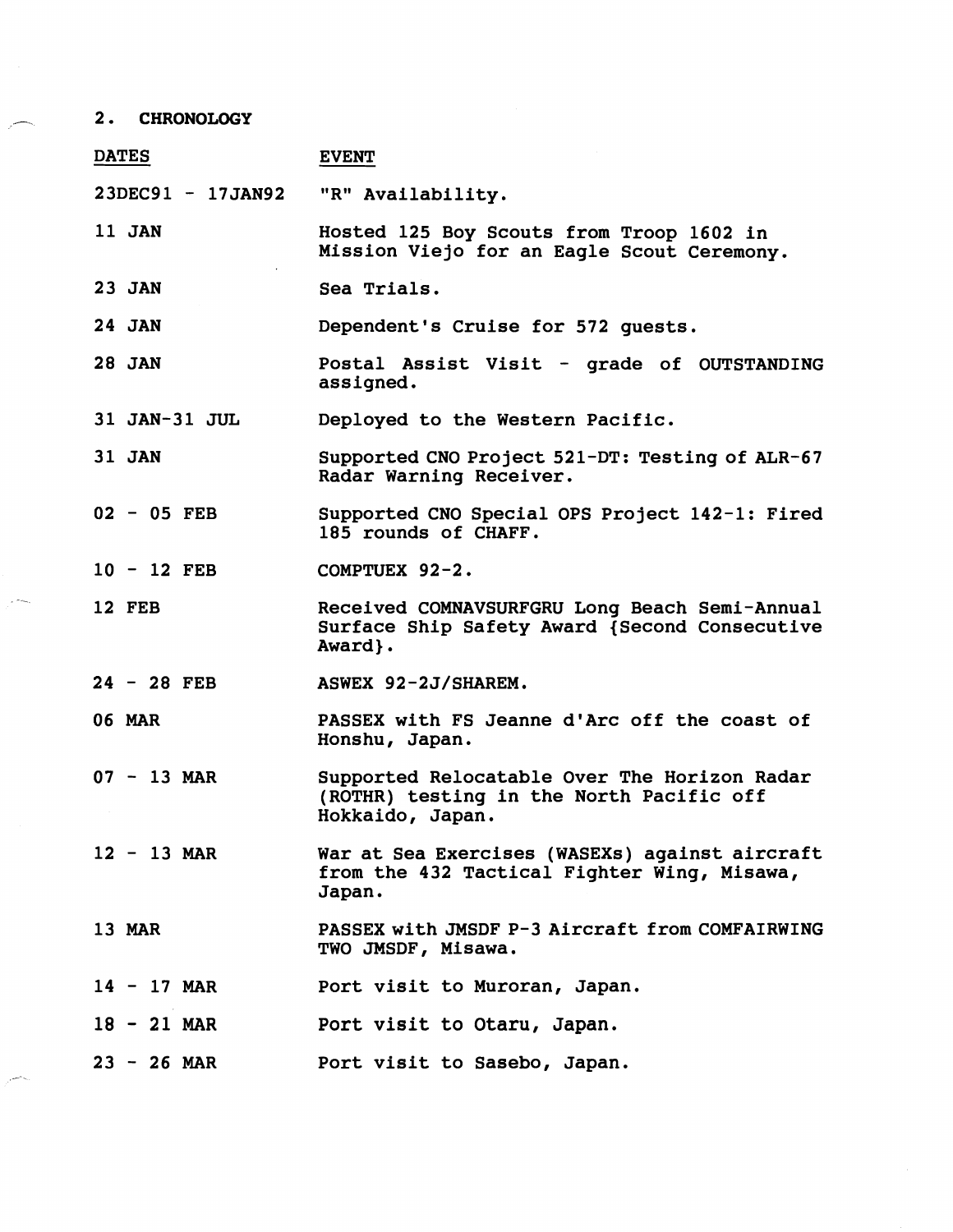## 2. CHRONOLOGY

| DATES | EVENT |
|---|---|
| 23DEC91 - 17JAN92 | "R" Availability. |
| 11 JAN | Hosted 125 Boy Scouts from Troop 1602 in Mission Viejo for an Eagle Scout Ceremony. |
| 23 JAN | Sea Trials. |
| 24 JAN | Dependent's Cruise for 572 guests. |
| 28 JAN | Postal Assist Visit - grade of OUTSTANDING assigned. |
| 31 JAN-31 JUL | Deployed to the Western Pacific. |
| 31 JAN | Supported CNO Project 521-DT: Testing of ALR-67 Radar Warning Receiver. |
| 02 - 05 FEB | Supported CNO Special OPS Project 142-1: Fired 185 rounds of CHAFF. |
| 10 - 12 FEB | COMPTUEX 92-2. |
| 12 FEB | Received COMNAVSURFGRU Long Beach Semi-Annual Surface Ship Safety Award {Second Consecutive Award}. |
| 24 - 28 FEB | ASWEX 92-2J/SHAREM. |
| 06 MAR | PASSEX with FS Jeanne d'Arc off the coast of Honshu, Japan. |
| 07 - 13 MAR | Supported Relocatable Over The Horizon Radar (ROTHR) testing in the North Pacific off Hokkaido, Japan. |
| 12 - 13 MAR | War at Sea Exercises (WASEXs) against aircraft from the 432 Tactical Fighter Wing, Misawa, Japan. |
| 13 MAR | PASSEX with JMSDF P-3 Aircraft from COMFAIRWING TWO JMSDF, Misawa. |
| 14 - 17 MAR | Port visit to Muroran, Japan. |
| 18 - 21 MAR | Port visit to Otaru, Japan. |
| 23 - 26 MAR | Port visit to Sasebo, Japan. |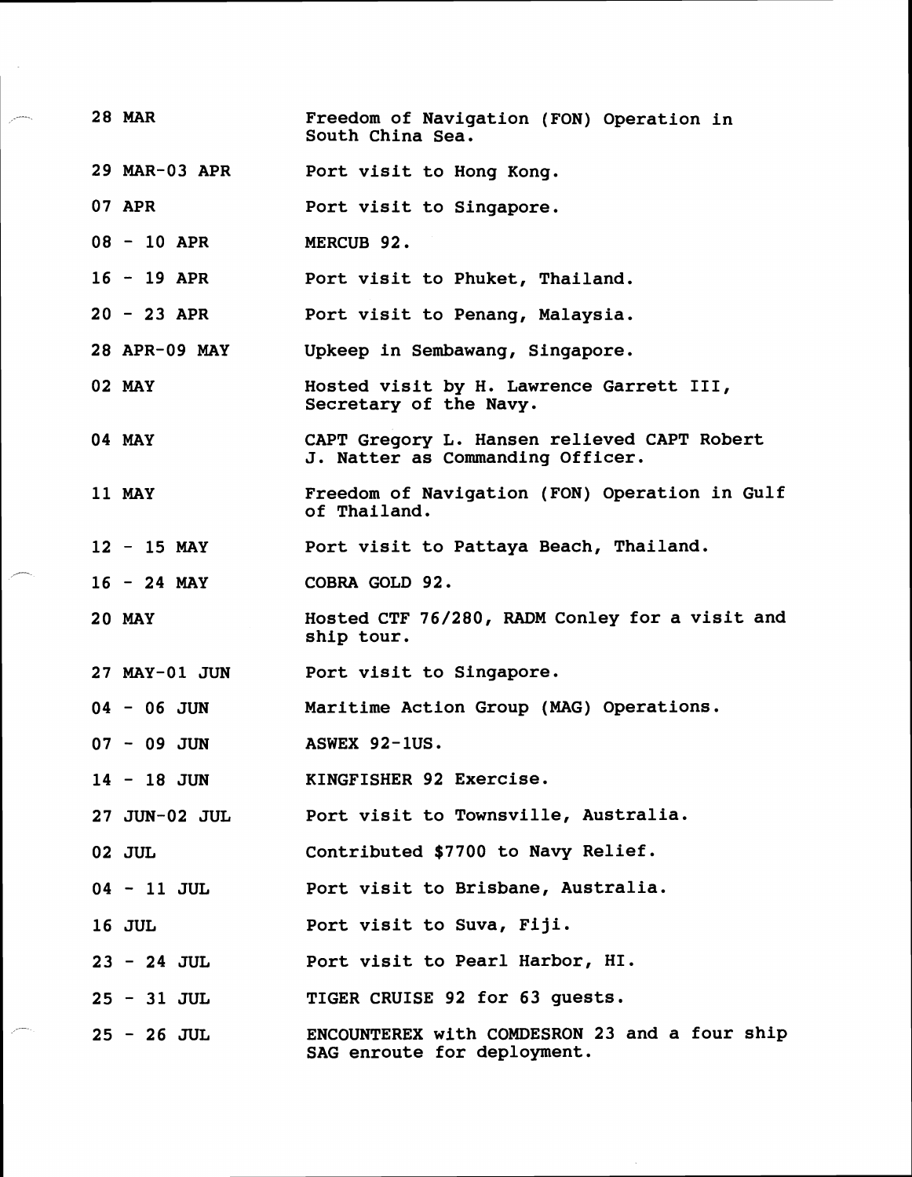| | |
|---|---|
| 28 MAR | Freedom of Navigation (FON) Operation in South China Sea. |
| 29 MAR-03 APR | Port visit to Hong Kong. |
| 07 APR | Port visit to Singapore. |
| 08 - 10 APR | MERCUB 92. |
| 16 - 19 APR | Port visit to Phuket, Thailand. |
| 20 - 23 APR | Port visit to Penang, Malaysia. |
| 28 APR-09 MAY | Upkeep in Sembawang, Singapore. |
| 02 MAY | Hosted visit by H. Lawrence Garrett III, Secretary of the Navy. |
| 04 MAY | CAPT Gregory L. Hansen relieved CAPT Robert J. Natter as Commanding Officer. |
| 11 MAY | Freedom of Navigation (FON) Operation in Gulf of Thailand. |
| 12 - 15 MAY | Port visit to Pattaya Beach, Thailand. |
| 16 - 24 MAY | COBRA GOLD 92. |
| 20 MAY | Hosted CTF 76/280, RADM Conley for a visit and ship tour. |
| 27 MAY-01 JUN | Port visit to Singapore. |
| 04 - 06 JUN | Maritime Action Group (MAG) Operations. |
| 07 - 09 JUN | ASWEX 92-1US. |
| 14 - 18 JUN | KINGFISHER 92 Exercise. |
| 27 JUN-02 JUL | Port visit to Townsville, Australia. |
| 02 JUL | Contributed $7700 to Navy Relief. |
| 04 - 11 JUL | Port visit to Brisbane, Australia. |
| 16 JUL | Port visit to Suva, Fiji. |
| 23 - 24 JUL | Port visit to Pearl Harbor, HI. |
| 25 - 31 JUL | TIGER CRUISE 92 for 63 guests. |
| 25 - 26 JUL | ENCOUNTEREX with COMDESRON 23 and a four ship SAG enroute for deployment. |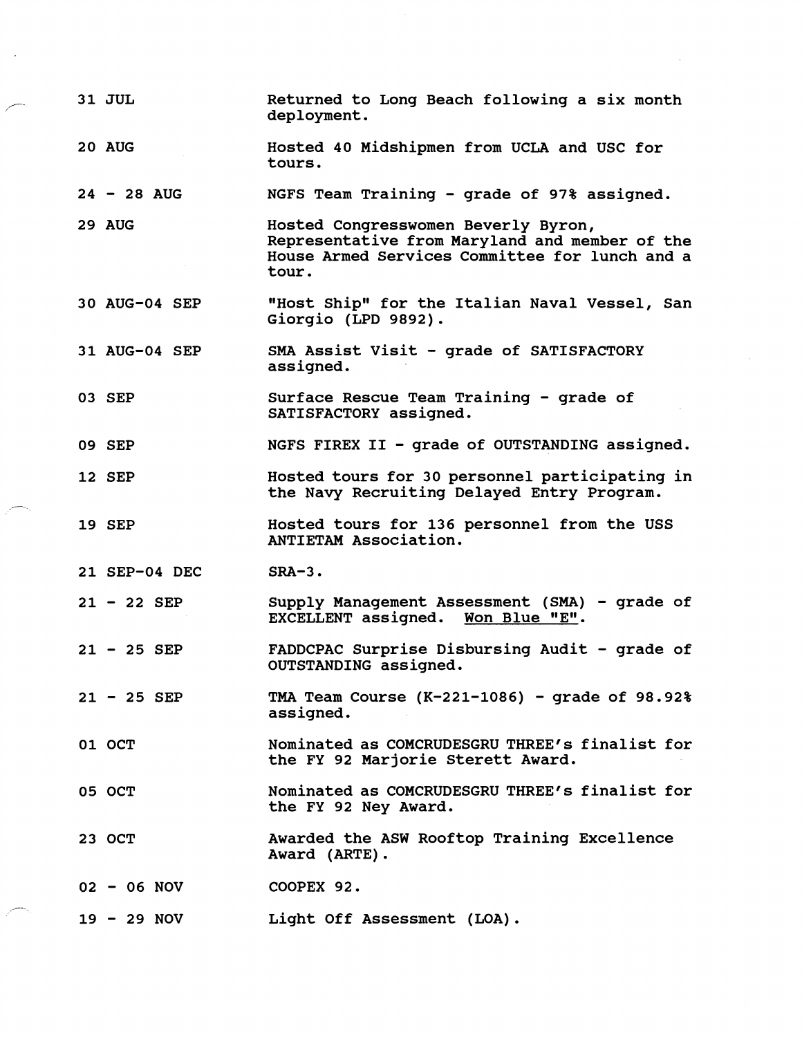| | |
|---|---|
| 31 JUL | Returned to Long Beach following a six month deployment. |
| 20 AUG | Hosted 40 Midshipmen from UCLA and USC for tours. |
| 24 - 28 AUG | NGFS Team Training - grade of 97% assigned. |
| 29 AUG | Hosted Congresswomen Beverly Byron, Representative from Maryland and member of the House Armed Services Committee for lunch and a tour. |
| 30 AUG-04 SEP | "Host Ship" for the Italian Naval Vessel, San Giorgio (LPD 9892). |
| 31 AUG-04 SEP | SMA Assist Visit - grade of SATISFACTORY assigned. |
| 03 SEP | Surface Rescue Team Training - grade of SATISFACTORY assigned. |
| 09 SEP | NGFS FIREX II - grade of OUTSTANDING assigned. |
| 12 SEP | Hosted tours for 30 personnel participating in the Navy Recruiting Delayed Entry Program. |
| 19 SEP | Hosted tours for 136 personnel from the USS ANTIETAM Association. |
| 21 SEP-04 DEC | SRA-3. |
| 21 - 22 SEP | Supply Management Assessment (SMA) - grade of EXCELLENT assigned. <u>Won Blue "E"</u>. |
| 21 - 25 SEP | FADDCPAC Surprise Disbursing Audit - grade of OUTSTANDING assigned. |
| 21 - 25 SEP | TMA Team Course (K-221-1086) - grade of 98.92% assigned. |
| 01 OCT | Nominated as COMCRUDESGRU THREE's finalist for the FY 92 Marjorie Sterett Award. |
| 05 OCT | Nominated as COMCRUDESGRU THREE's finalist for the FY 92 Ney Award. |
| 23 OCT | Awarded the ASW Rooftop Training Excellence Award (ARTE). |
| 02 - 06 NOV | COOPEX 92. |
| 19 - 29 NOV | Light Off Assessment (LOA). |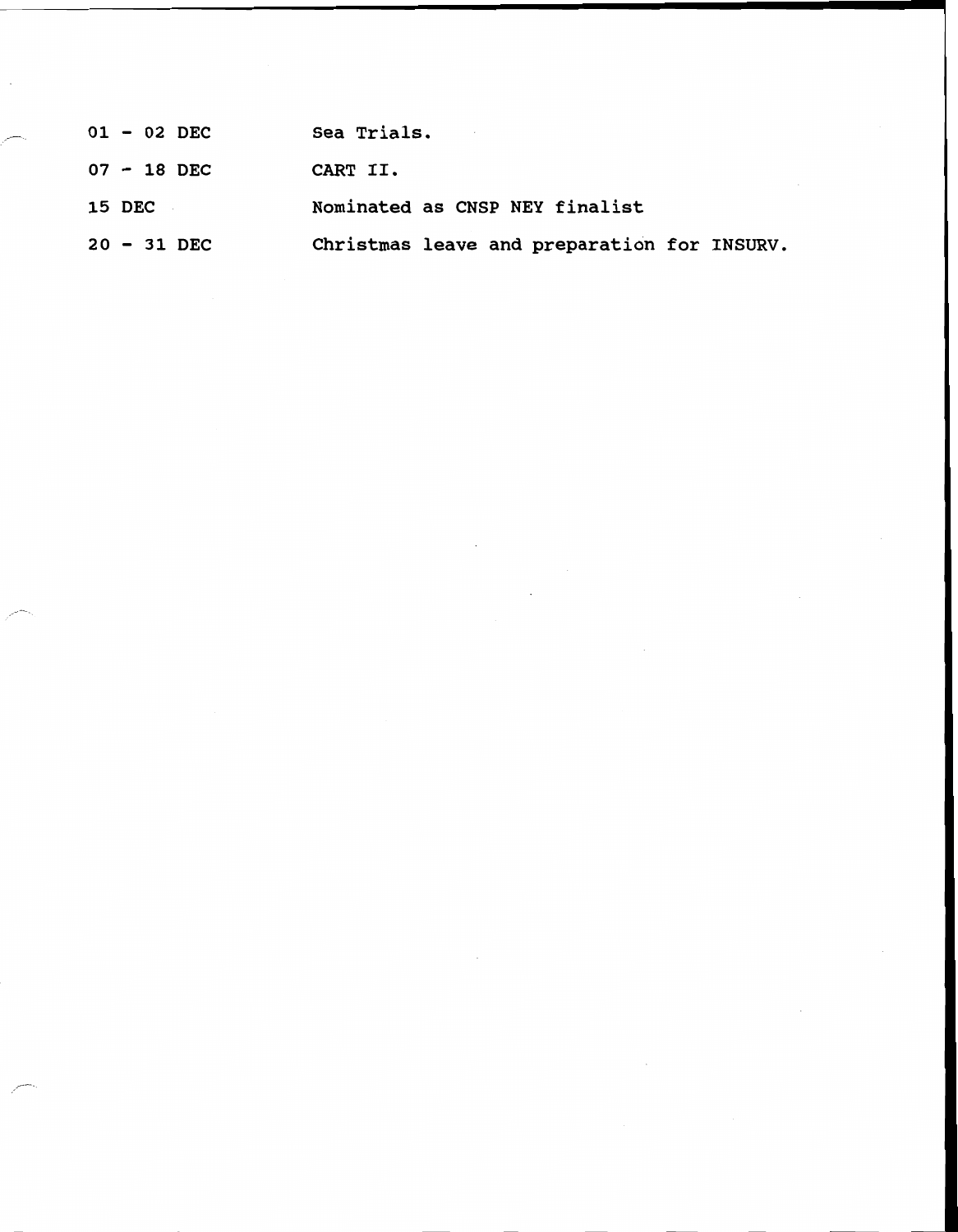| | |
|---|---|
| 01 - 02 DEC | Sea Trials. |
| 07 - 18 DEC | CART II. |
| 15 DEC | Nominated as CNSP NEY finalist |
| 20 - 31 DEC | Christmas leave and preparation for INSURV. |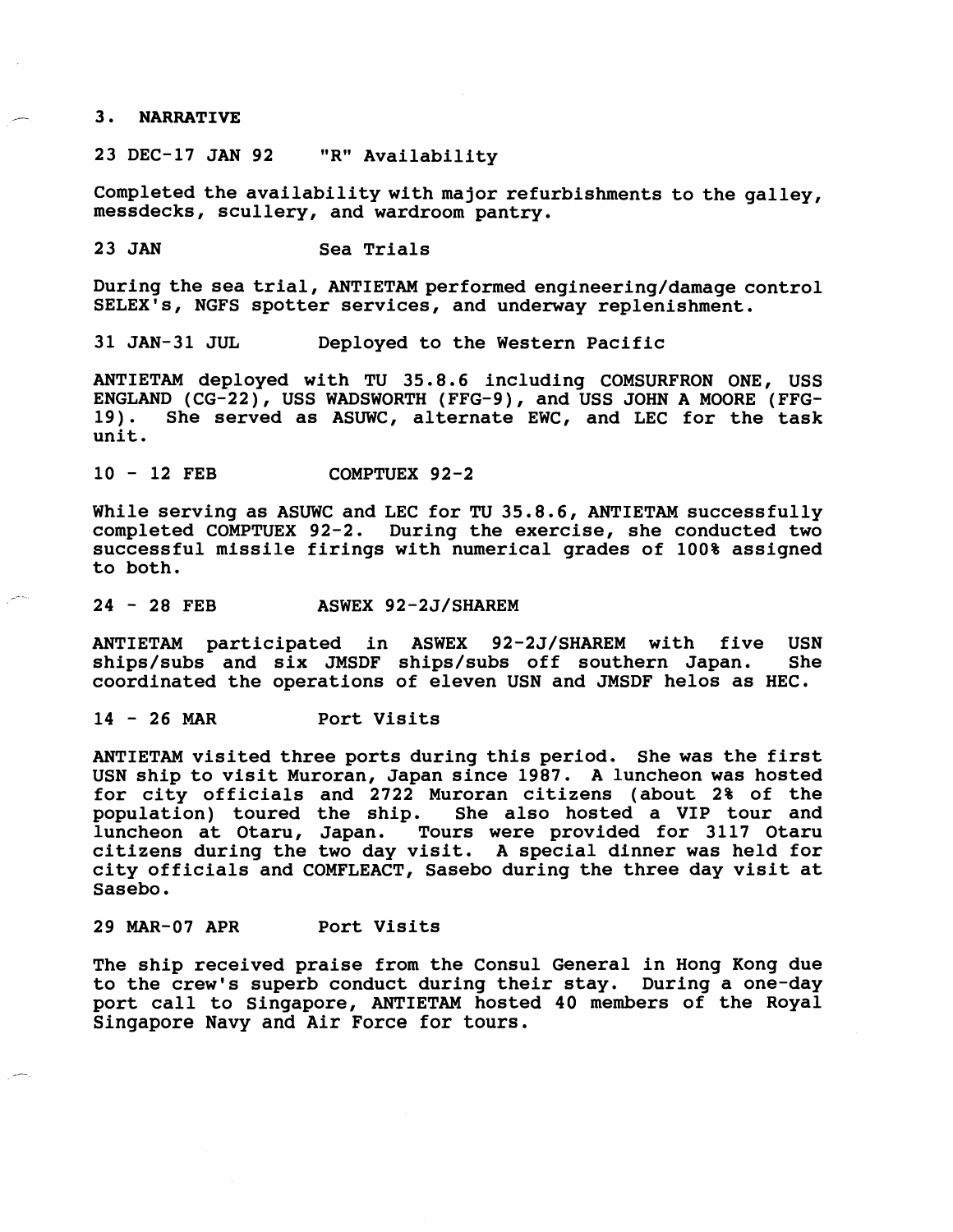## 3. NARRATIVE

**23 DEC-17 JAN 92 "R" Availability**

Completed the availability with major refurbishments to the galley, messdecks, scullery, and wardroom pantry.

**23 JAN Sea Trials**

During the sea trial, ANTIETAM performed engineering/damage control SELEX's, NGFS spotter services, and underway replenishment.

**31 JAN-31 JUL Deployed to the Western Pacific**

ANTIETAM deployed with TU 35.8.6 including COMSURFRON ONE, USS ENGLAND (CG-22), USS WADSWORTH (FFG-9), and USS JOHN A MOORE (FFG-19). She served as ASUWC, alternate EWC, and LEC for the task unit.

**10 - 12 FEB COMPTUEX 92-2**

While serving as ASUWC and LEC for TU 35.8.6, ANTIETAM successfully completed COMPTUEX 92-2. During the exercise, she conducted two successful missile firings with numerical grades of 100% assigned to both.

**24 - 28 FEB ASWEX 92-2J/SHAREM**

ANTIETAM participated in ASWEX 92-2J/SHAREM with five USN ships/subs and six JMSDF ships/subs off southern Japan. She coordinated the operations of eleven USN and JMSDF helos as HEC.

**14 - 26 MAR Port Visits**

ANTIETAM visited three ports during this period. She was the first USN ship to visit Muroran, Japan since 1987. A luncheon was hosted for city officials and 2722 Muroran citizens (about 2% of the population) toured the ship. She also hosted a VIP tour and luncheon at Otaru, Japan. Tours were provided for 3117 Otaru citizens during the two day visit. A special dinner was held for city officials and COMFLEACT, Sasebo during the three day visit at Sasebo.

**29 MAR-07 APR Port Visits**

The ship received praise from the Consul General in Hong Kong due to the crew's superb conduct during their stay. During a one-day port call to Singapore, ANTIETAM hosted 40 members of the Royal Singapore Navy and Air Force for tours.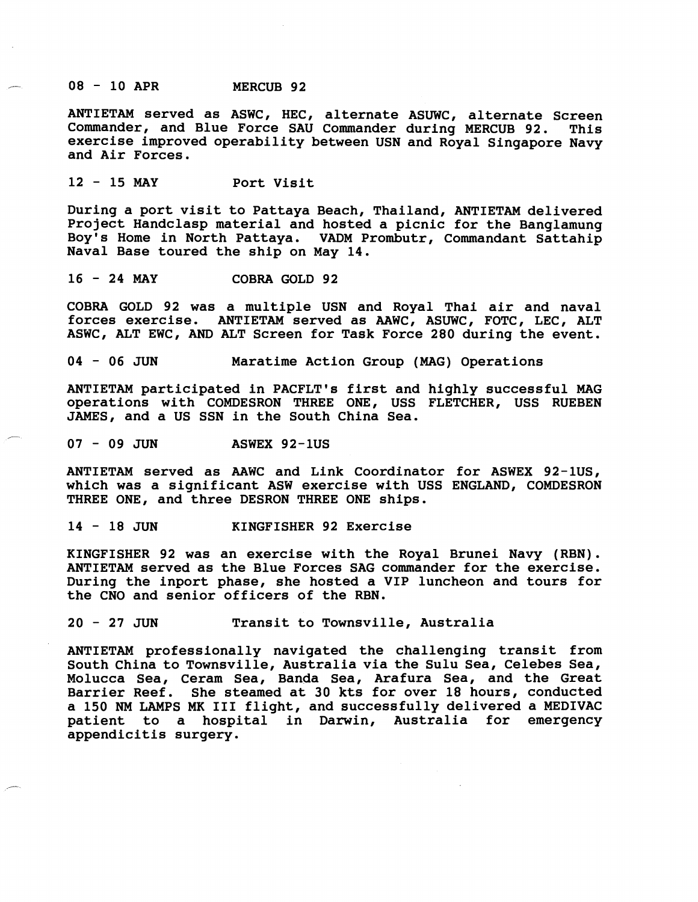08 - 10 APR MERCUB 92

ANTIETAM served as ASWC, HEC, alternate ASUWC, alternate Screen Commander, and Blue Force SAU Commander during MERCUB 92. This exercise improved operability between USN and Royal Singapore Navy and Air Forces.

12 - 15 MAY Port Visit

During a port visit to Pattaya Beach, Thailand, ANTIETAM delivered Project Handclasp material and hosted a picnic for the Banglamung Boy's Home in North Pattaya. VADM Prombutr, Commandant Sattahip Naval Base toured the ship on May 14.

16 - 24 MAY COBRA GOLD 92

COBRA GOLD 92 was a multiple USN and Royal Thai air and naval forces exercise. ANTIETAM served as AAWC, ASUWC, FOTC, LEC, ALT ASWC, ALT EWC, AND ALT Screen for Task Force 280 during the event.

04 - 06 JUN Maratime Action Group (MAG) Operations

ANTIETAM participated in PACFLT's first and highly successful MAG operations with COMDESRON THREE ONE, USS FLETCHER, USS RUEBEN JAMES, and a US SSN in the South China Sea.

07 - 09 JUN ASWEX 92-1US

ANTIETAM served as AAWC and Link Coordinator for ASWEX 92-1US, which was a significant ASW exercise with USS ENGLAND, COMDESRON THREE ONE, and three DESRON THREE ONE ships.

14 - 18 JUN KINGFISHER 92 Exercise

KINGFISHER 92 was an exercise with the Royal Brunei Navy (RBN). ANTIETAM served as the Blue Forces SAG commander for the exercise. During the inport phase, she hosted a VIP luncheon and tours for the CNO and senior officers of the RBN.

20 - 27 JUN Transit to Townsville, Australia

ANTIETAM professionally navigated the challenging transit from South China to Townsville, Australia via the Sulu Sea, Celebes Sea, Molucca Sea, Ceram Sea, Banda Sea, Arafura Sea, and the Great Barrier Reef. She steamed at 30 kts for over 18 hours, conducted a 150 NM LAMPS MK III flight, and successfully delivered a MEDIVAC patient to a hospital in Darwin, Australia for emergency appendicitis surgery.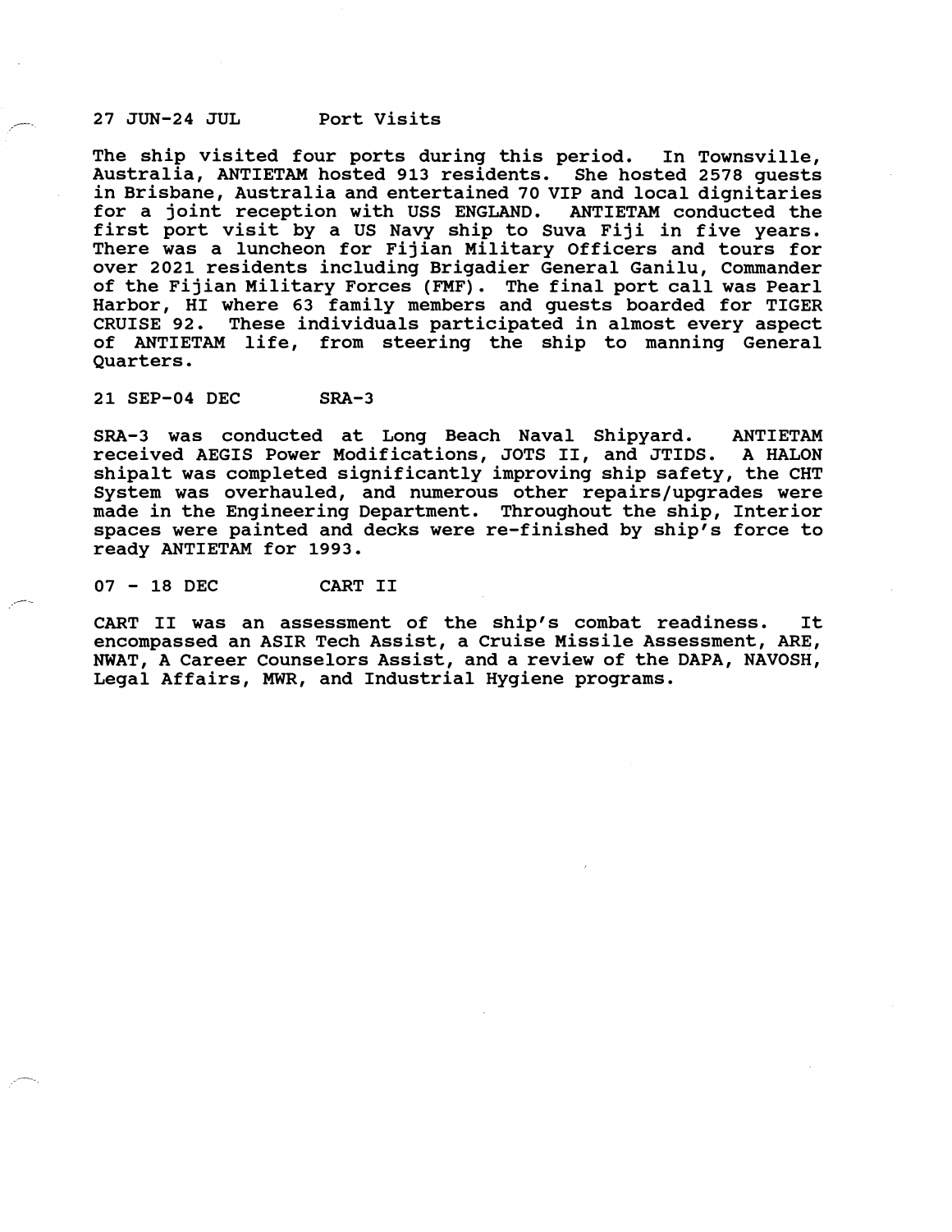27 JUN-24 JUL Port Visits

The ship visited four ports during this period. In Townsville, Australia, ANTIETAM hosted 913 residents. She hosted 2578 guests in Brisbane, Australia and entertained 70 VIP and local dignitaries for a joint reception with USS ENGLAND. ANTIETAM conducted the first port visit by a US Navy ship to Suva Fiji in five years. There was a luncheon for Fijian Military Officers and tours for over 2021 residents including Brigadier General Ganilu, Commander of the Fijian Military Forces (FMF). The final port call was Pearl Harbor, HI where 63 family members and guests boarded for TIGER CRUISE 92. These individuals participated in almost every aspect of ANTIETAM life, from steering the ship to manning General Quarters.

21 SEP-04 DEC SRA-3

SRA-3 was conducted at Long Beach Naval Shipyard. ANTIETAM received AEGIS Power Modifications, JOTS II, and JTIDS. A HALON shipalt was completed significantly improving ship safety, the CHT System was overhauled, and numerous other repairs/upgrades were made in the Engineering Department. Throughout the ship, Interior spaces were painted and decks were re-finished by ship's force to ready ANTIETAM for 1993.

07 - 18 DEC CART II

CART II was an assessment of the ship's combat readiness. It encompassed an ASIR Tech Assist, a Cruise Missile Assessment, ARE, NWAT, A Career Counselors Assist, and a review of the DAPA, NAVOSH, Legal Affairs, MWR, and Industrial Hygiene programs.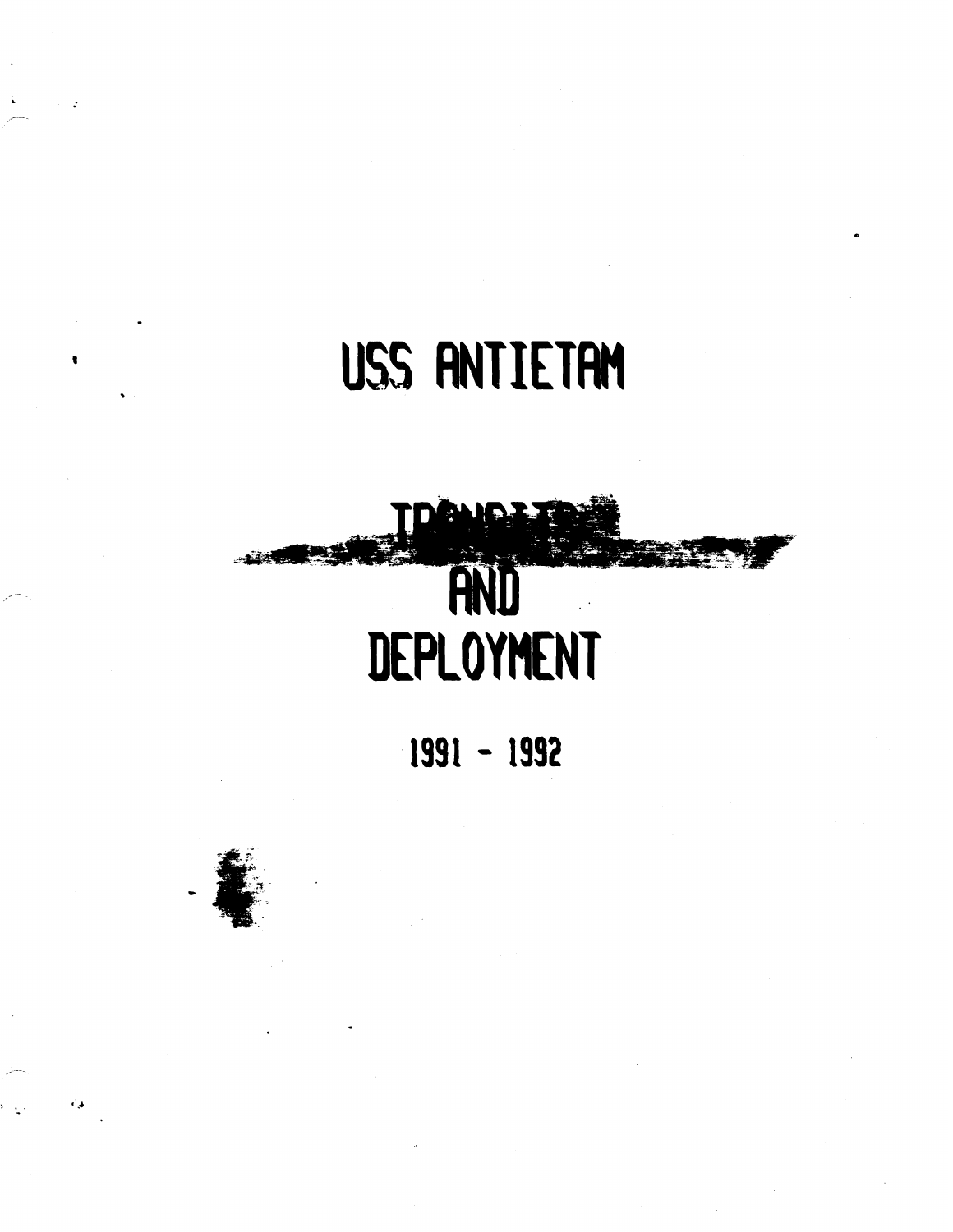# USS ANTIETAM

# TRANSITION AND DEPLOYMENT

## 1991 - 1992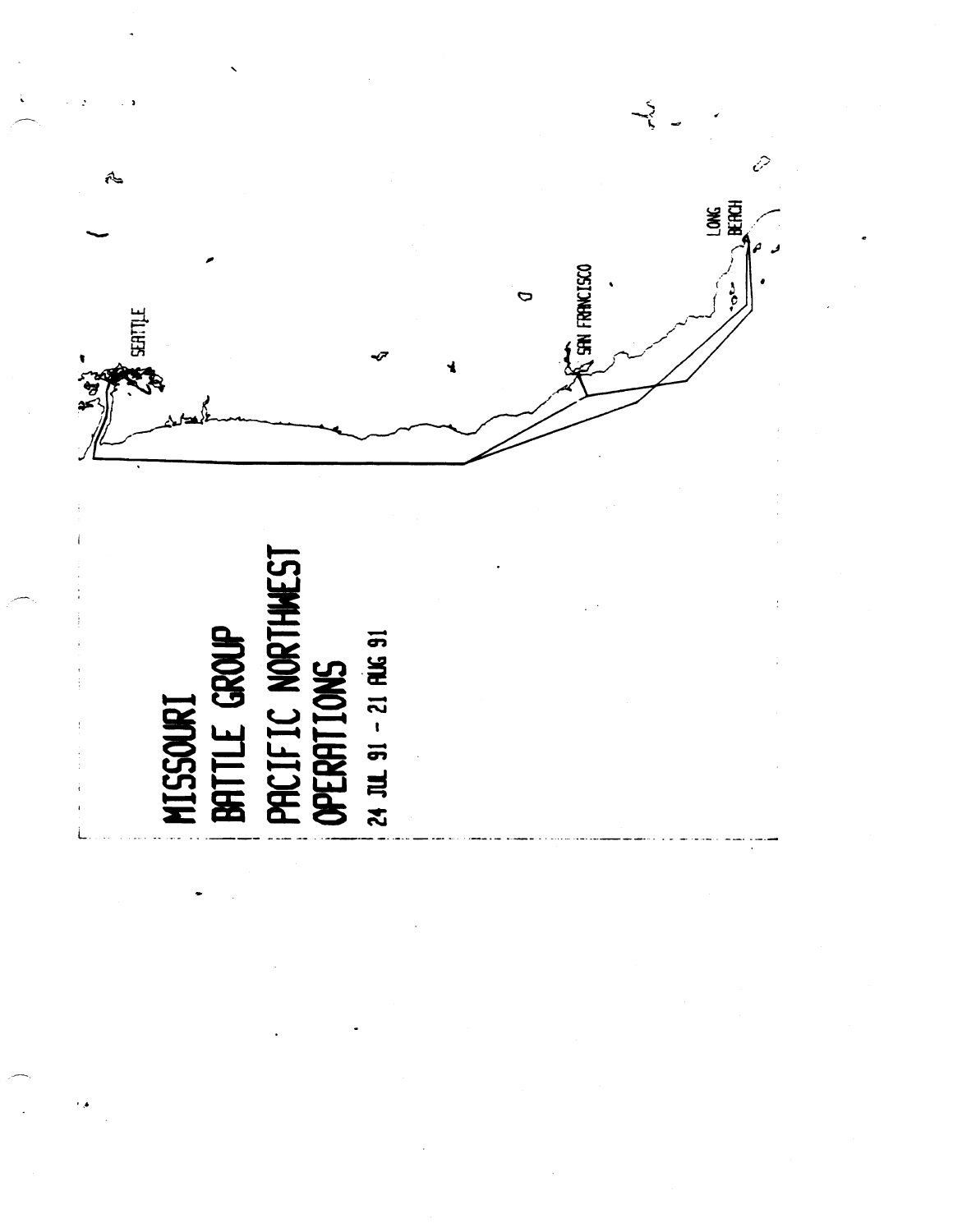# MISSOURI BATTLE GROUP PACIFIC NORTHWEST OPERATIONS

24 JUL 91 - 21 AUG 91

SEATTLE

SAN FRANCISCO

LONG BEACH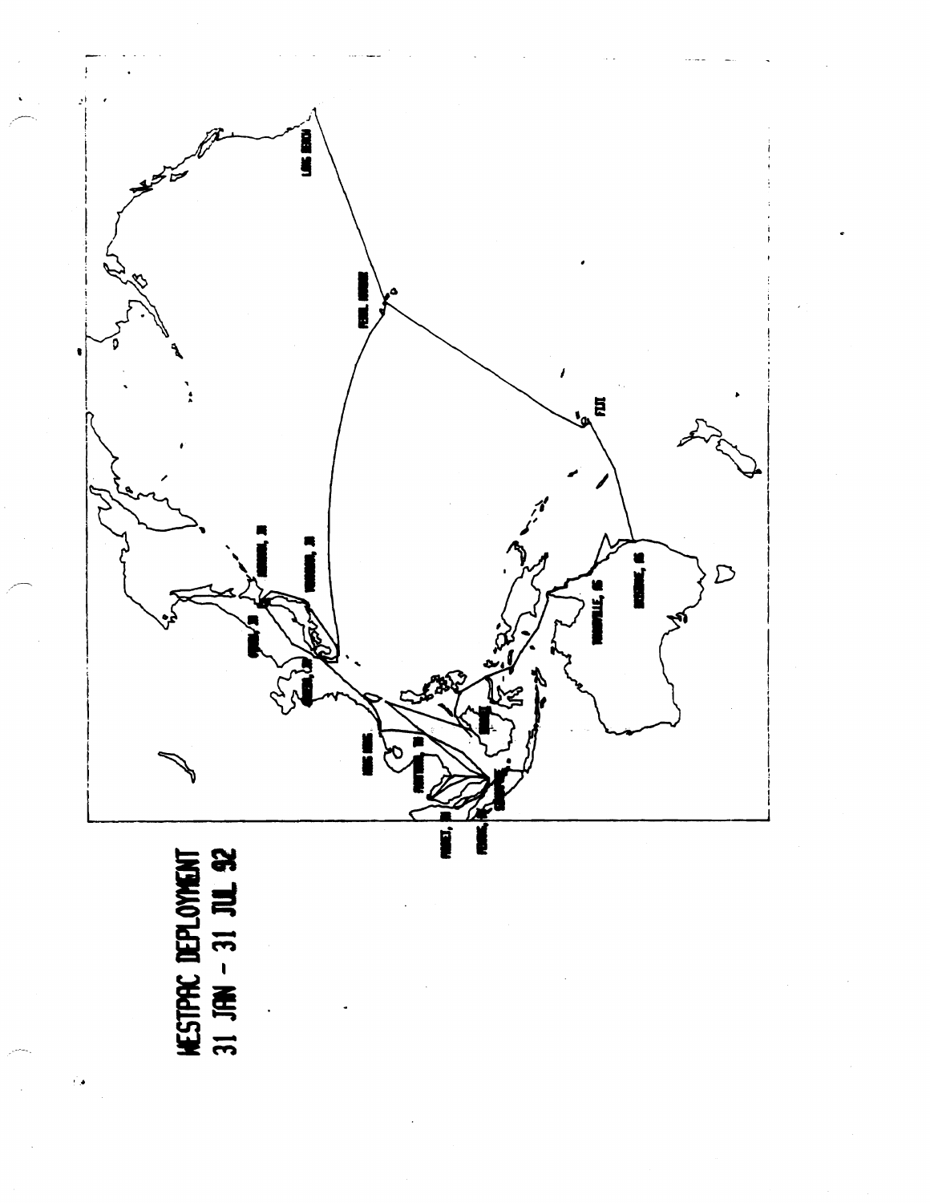# WESTPAC DEPLOYMENT

# 31 JAN - 31 JUL 92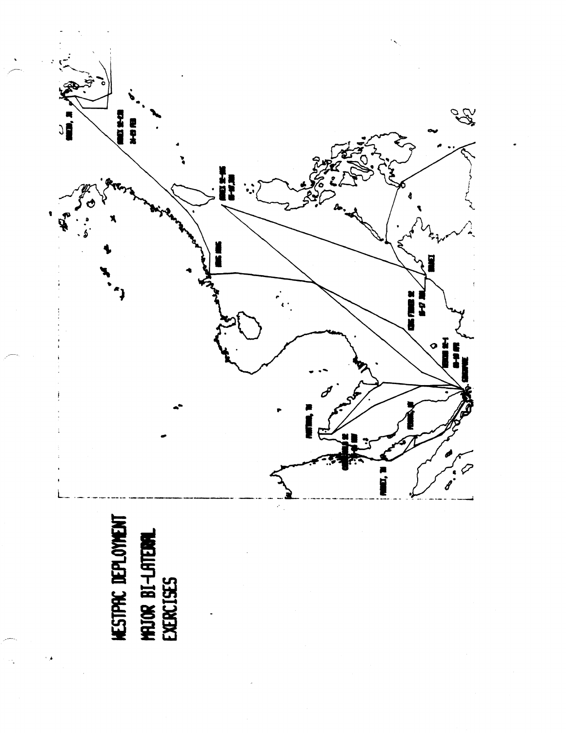# WESTPAC DEPLOYMENT

## MAJOR BI-LATERAL EXERCISES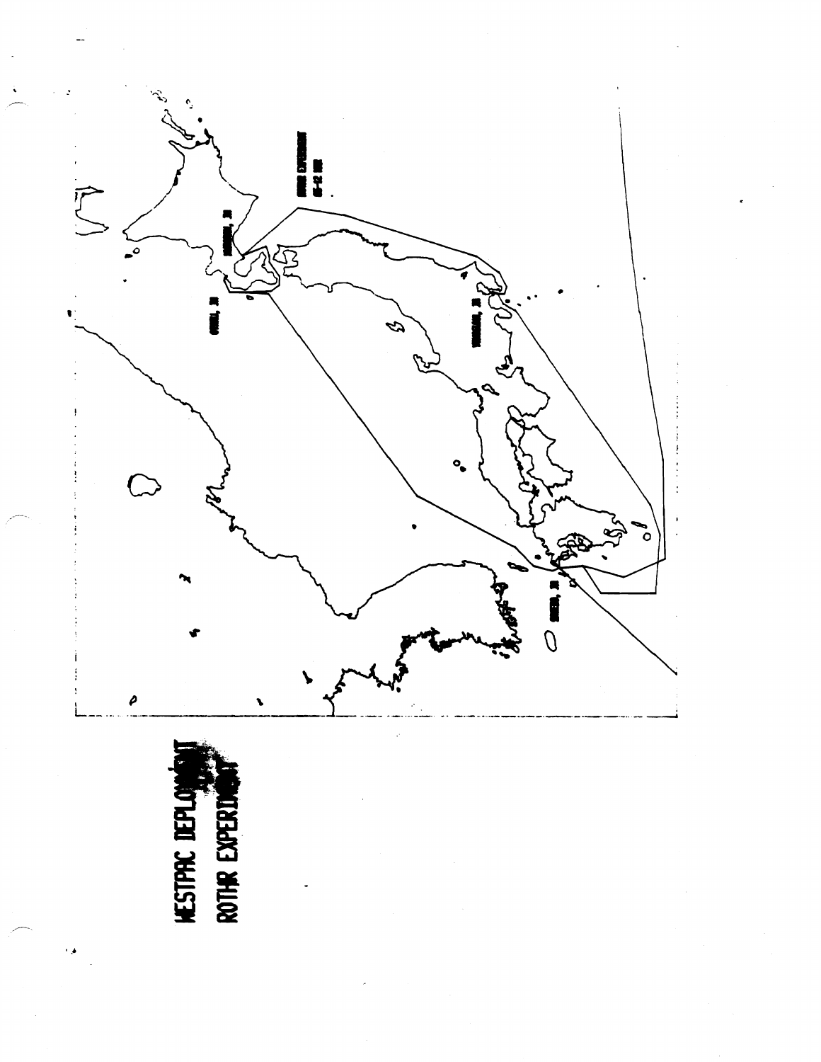WESTPAC DEPLOYMENT

ROTHR EXPERIMENT